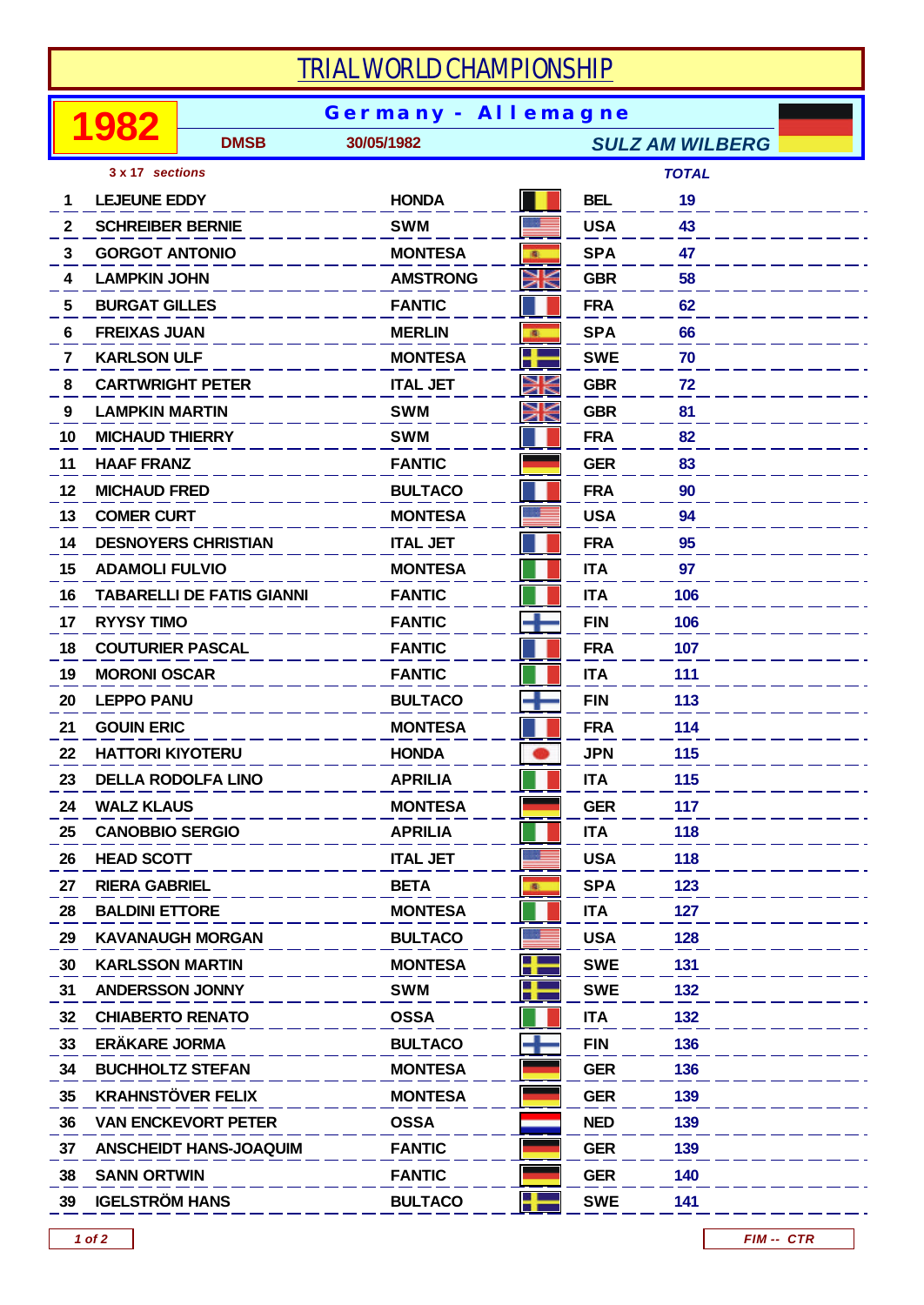# TRIAL WORLD CHAMPIONSHIP

**1982** — **Germany - Allemagne**

DMSB — 30/05/1982 — *SULZ AM WILBERG*

*3 x 17 sections*

| | | | | *TOTAL* |
|---|---|---|---|---|
| 1 | LEJEUNE EDDY | HONDA | BEL | 19 |
| 2 | SCHREIBER BERNIE | SWM | USA | 43 |
| 3 | GORGOT ANTONIO | MONTESA | SPA | 47 |
| 4 | LAMPKIN JOHN | AMSTRONG | GBR | 58 |
| 5 | BURGAT GILLES | FANTIC | FRA | 62 |
| 6 | FREIXAS JUAN | MERLIN | SPA | 66 |
| 7 | KARLSON ULF | MONTESA | SWE | 70 |
| 8 | CARTWRIGHT PETER | ITAL JET | GBR | 72 |
| 9 | LAMPKIN MARTIN | SWM | GBR | 81 |
| 10 | MICHAUD THIERRY | SWM | FRA | 82 |
| 11 | HAAF FRANZ | FANTIC | GER | 83 |
| 12 | MICHAUD FRED | BULTACO | FRA | 90 |
| 13 | COMER CURT | MONTESA | USA | 94 |
| 14 | DESNOYERS CHRISTIAN | ITAL JET | FRA | 95 |
| 15 | ADAMOLI FULVIO | MONTESA | ITA | 97 |
| 16 | TABARELLI DE FATIS GIANNI | FANTIC | ITA | 106 |
| 17 | RYYSY TIMO | FANTIC | FIN | 106 |
| 18 | COUTURIER PASCAL | FANTIC | FRA | 107 |
| 19 | MORONI OSCAR | FANTIC | ITA | 111 |
| 20 | LEPPO PANU | BULTACO | FIN | 113 |
| 21 | GOUIN ERIC | MONTESA | FRA | 114 |
| 22 | HATTORI KIYOTERU | HONDA | JPN | 115 |
| 23 | DELLA RODOLFA LINO | APRILIA | ITA | 115 |
| 24 | WALZ KLAUS | MONTESA | GER | 117 |
| 25 | CANOBBIO SERGIO | APRILIA | ITA | 118 |
| 26 | HEAD SCOTT | ITAL JET | USA | 118 |
| 27 | RIERA GABRIEL | BETA | SPA | 123 |
| 28 | BALDINI ETTORE | MONTESA | ITA | 127 |
| 29 | KAVANAUGH MORGAN | BULTACO | USA | 128 |
| 30 | KARLSSON MARTIN | MONTESA | SWE | 131 |
| 31 | ANDERSSON JONNY | SWM | SWE | 132 |
| 32 | CHIABERTO RENATO | OSSA | ITA | 132 |
| 33 | ERÄKARE JORMA | BULTACO | FIN | 136 |
| 34 | BUCHHOLTZ STEFAN | MONTESA | GER | 136 |
| 35 | KRAHNSTÖVER FELIX | MONTESA | GER | 139 |
| 36 | VAN ENCKEVORT PETER | OSSA | NED | 139 |
| 37 | ANSCHEIDT HANS-JOAQUIM | FANTIC | GER | 139 |
| 38 | SANN ORTWIN | FANTIC | GER | 140 |
| 39 | IGELSTRÖM HANS | BULTACO | SWE | 141 |

*FIM -- CTR*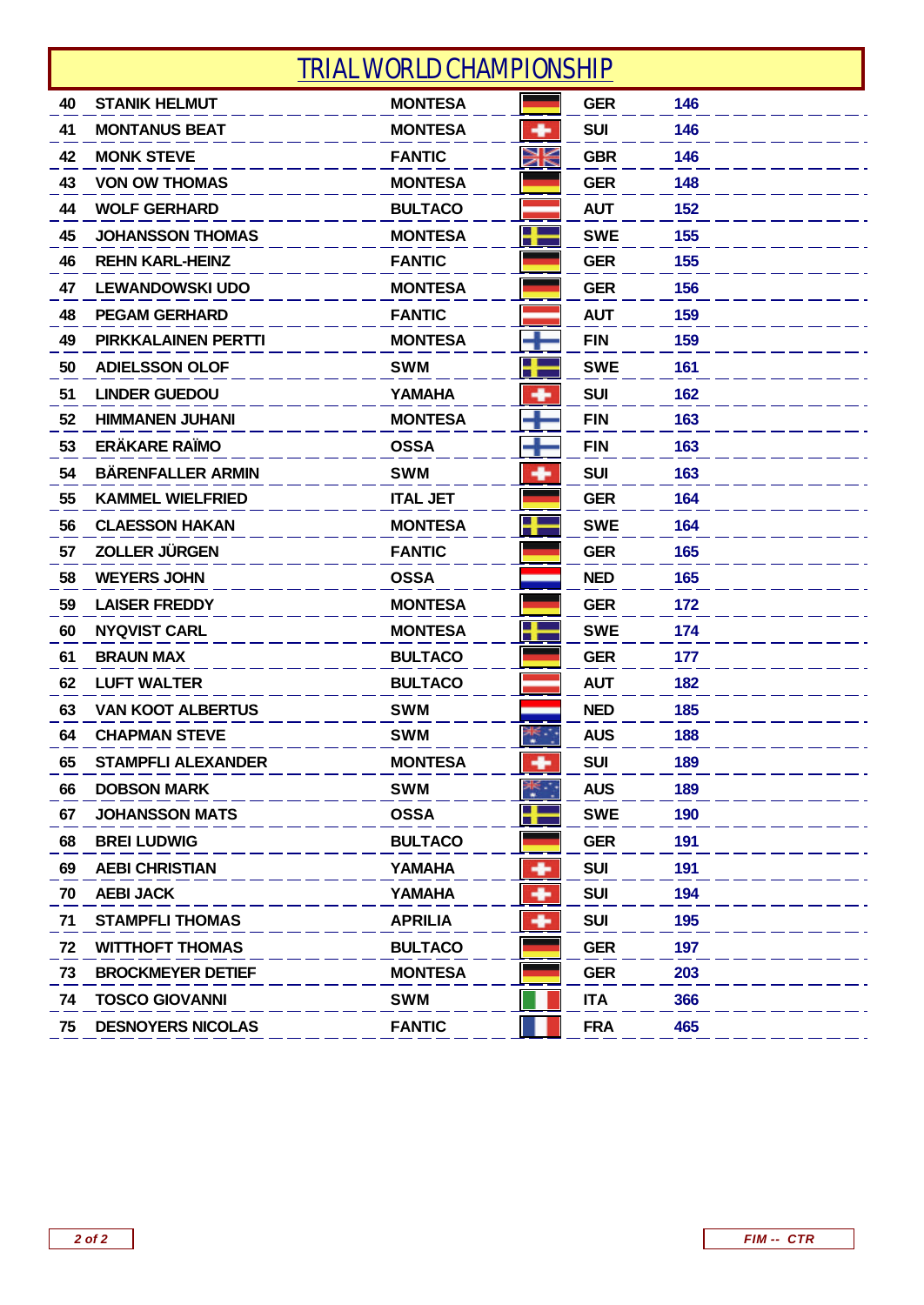# TRIAL WORLD CHAMPIONSHIP

| | | | | | |
|---|---|---|---|---|---|
| 40 | STANIK HELMUT | MONTESA | | GER | 146 |
| 41 | MONTANUS BEAT | MONTESA | | SUI | 146 |
| 42 | MONK STEVE | FANTIC | | GBR | 146 |
| 43 | VON OW THOMAS | MONTESA | | GER | 148 |
| 44 | WOLF GERHARD | BULTACO | | AUT | 152 |
| 45 | JOHANSSON THOMAS | MONTESA | | SWE | 155 |
| 46 | REHN KARL-HEINZ | FANTIC | | GER | 155 |
| 47 | LEWANDOWSKI UDO | MONTESA | | GER | 156 |
| 48 | PEGAM GERHARD | FANTIC | | AUT | 159 |
| 49 | PIRKKALAINEN PERTTI | MONTESA | | FIN | 159 |
| 50 | ADIELSSON OLOF | SWM | | SWE | 161 |
| 51 | LINDER GUEDOU | YAMAHA | | SUI | 162 |
| 52 | HIMMANEN JUHANI | MONTESA | | FIN | 163 |
| 53 | ERÄKARE RAÏMO | OSSA | | FIN | 163 |
| 54 | BÄRENFALLER ARMIN | SWM | | SUI | 163 |
| 55 | KAMMEL WIELFRIED | ITAL JET | | GER | 164 |
| 56 | CLAESSON HAKAN | MONTESA | | SWE | 164 |
| 57 | ZOLLER JÜRGEN | FANTIC | | GER | 165 |
| 58 | WEYERS JOHN | OSSA | | NED | 165 |
| 59 | LAISER FREDDY | MONTESA | | GER | 172 |
| 60 | NYQVIST CARL | MONTESA | | SWE | 174 |
| 61 | BRAUN MAX | BULTACO | | GER | 177 |
| 62 | LUFT WALTER | BULTACO | | AUT | 182 |
| 63 | VAN KOOT ALBERTUS | SWM | | NED | 185 |
| 64 | CHAPMAN STEVE | SWM | | AUS | 188 |
| 65 | STAMPFLI ALEXANDER | MONTESA | | SUI | 189 |
| 66 | DOBSON MARK | SWM | | AUS | 189 |
| 67 | JOHANSSON MATS | OSSA | | SWE | 190 |
| 68 | BREI LUDWIG | BULTACO | | GER | 191 |
| 69 | AEBI CHRISTIAN | YAMAHA | | SUI | 191 |
| 70 | AEBI JACK | YAMAHA | | SUI | 194 |
| 71 | STAMPFLI THOMAS | APRILIA | | SUI | 195 |
| 72 | WITTHOFT THOMAS | BULTACO | | GER | 197 |
| 73 | BROCKMEYER DETIEF | MONTESA | | GER | 203 |
| 74 | TOSCO GIOVANNI | SWM | | ITA | 366 |
| 75 | DESNOYERS NICOLAS | FANTIC | | FRA | 465 |

FIM -- CTR